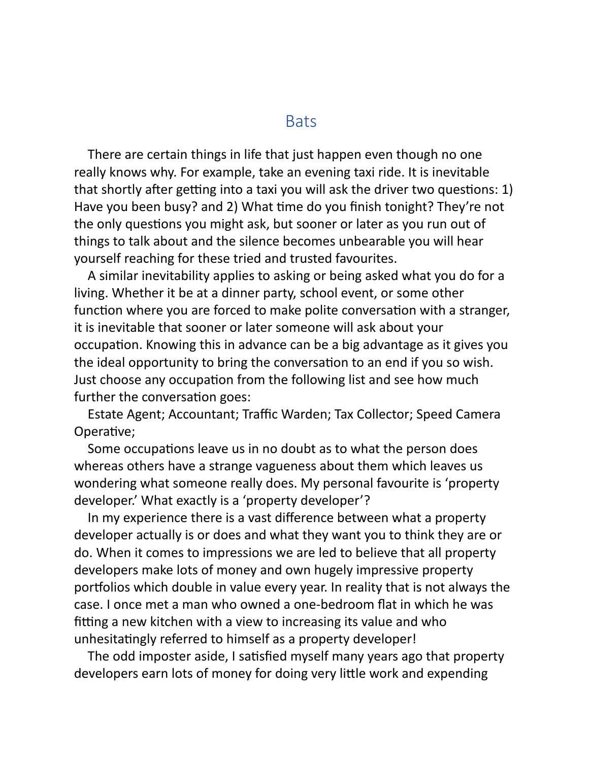# Bats

There are certain things in life that just happen even though no one really knows why. For example, take an evening taxi ride. It is inevitable that shortly after getting into a taxi you will ask the driver two questions: 1) Have you been busy? and 2) What time do you finish tonight? They're not the only questions you might ask, but sooner or later as you run out of things to talk about and the silence becomes unbearable you will hear yourself reaching for these tried and trusted favourites.

A similar inevitability applies to asking or being asked what you do for a living. Whether it be at a dinner party, school event, or some other function where you are forced to make polite conversation with a stranger, it is inevitable that sooner or later someone will ask about your occupation. Knowing this in advance can be a big advantage as it gives you the ideal opportunity to bring the conversation to an end if you so wish. Just choose any occupation from the following list and see how much further the conversation goes:

Estate Agent; Accountant; Traffic Warden; Tax Collector; Speed Camera Operative;

Some occupations leave us in no doubt as to what the person does whereas others have a strange vagueness about them which leaves us wondering what someone really does. My personal favourite is 'property developer.' What exactly is a 'property developer'?

In my experience there is a vast difference between what a property developer actually is or does and what they want you to think they are or do. When it comes to impressions we are led to believe that all property developers make lots of money and own hugely impressive property portfolios which double in value every year. In reality that is not always the case. I once met a man who owned a one-bedroom flat in which he was fitting a new kitchen with a view to increasing its value and who unhesitatingly referred to himself as a property developer!

The odd imposter aside, I satisfied myself many years ago that property developers earn lots of money for doing very little work and expending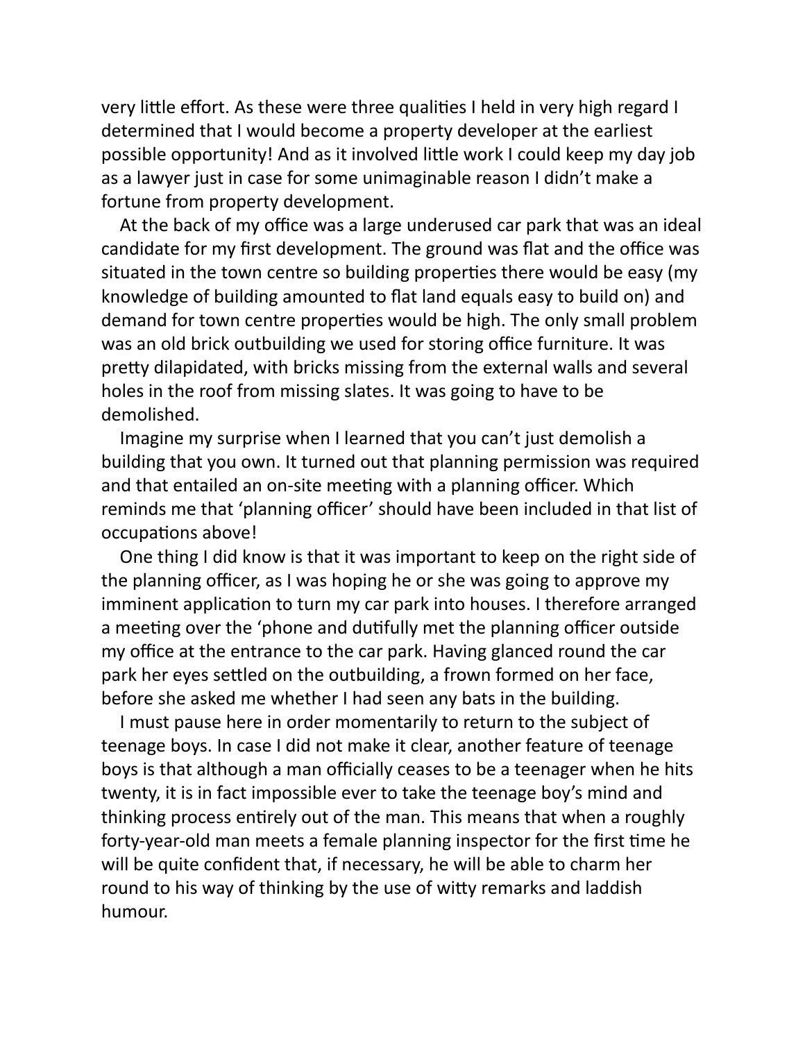very little effort. As these were three qualities I held in very high regard I determined that I would become a property developer at the earliest possible opportunity! And as it involved little work I could keep my day job as a lawyer just in case for some unimaginable reason I didn't make a fortune from property development.

At the back of my office was a large underused car park that was an ideal candidate for my first development. The ground was flat and the office was situated in the town centre so building properties there would be easy (my knowledge of building amounted to flat land equals easy to build on) and demand for town centre properties would be high. The only small problem was an old brick outbuilding we used for storing office furniture. It was pretty dilapidated, with bricks missing from the external walls and several holes in the roof from missing slates. It was going to have to be demolished.

Imagine my surprise when I learned that you can't just demolish a building that you own. It turned out that planning permission was required and that entailed an on-site meeting with a planning officer. Which reminds me that 'planning officer' should have been included in that list of occupations above!

One thing I did know is that it was important to keep on the right side of the planning officer, as I was hoping he or she was going to approve my imminent application to turn my car park into houses. I therefore arranged a meeting over the 'phone and dutifully met the planning officer outside my office at the entrance to the car park. Having glanced round the car park her eyes settled on the outbuilding, a frown formed on her face, before she asked me whether I had seen any bats in the building.

I must pause here in order momentarily to return to the subject of teenage boys. In case I did not make it clear, another feature of teenage boys is that although a man officially ceases to be a teenager when he hits twenty, it is in fact impossible ever to take the teenage boy's mind and thinking process entirely out of the man. This means that when a roughly forty-year-old man meets a female planning inspector for the first time he will be quite confident that, if necessary, he will be able to charm her round to his way of thinking by the use of witty remarks and laddish humour.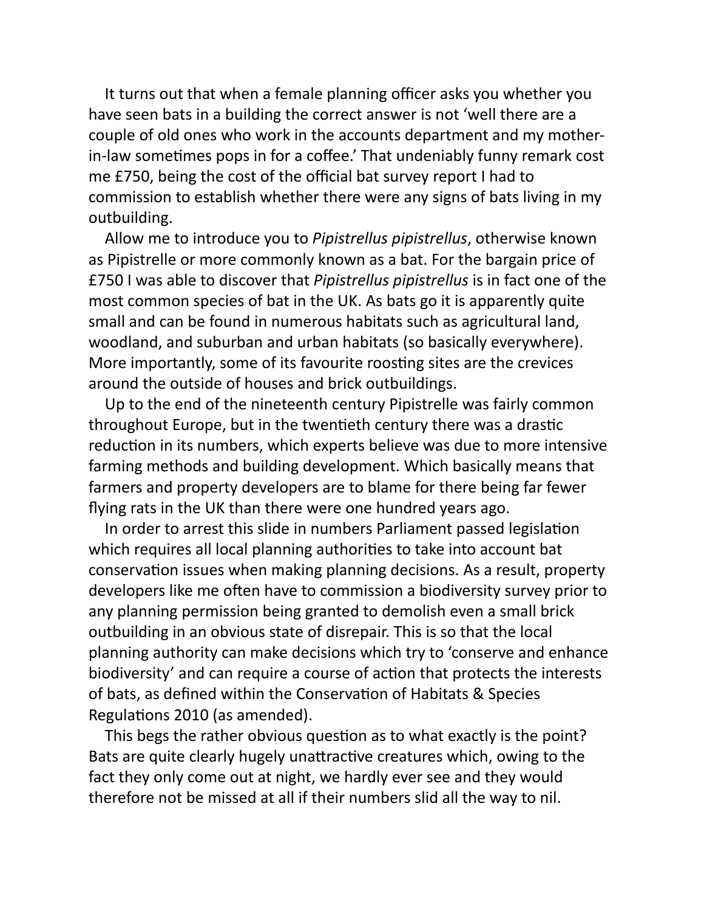It turns out that when a female planning officer asks you whether you have seen bats in a building the correct answer is not 'well there are a couple of old ones who work in the accounts department and my mother-in-law sometimes pops in for a coffee.' That undeniably funny remark cost me £750, being the cost of the official bat survey report I had to commission to establish whether there were any signs of bats living in my outbuilding.

Allow me to introduce you to *Pipistrellus pipistrellus*, otherwise known as Pipistrelle or more commonly known as a bat. For the bargain price of £750 I was able to discover that *Pipistrellus pipistrellus* is in fact one of the most common species of bat in the UK. As bats go it is apparently quite small and can be found in numerous habitats such as agricultural land, woodland, and suburban and urban habitats (so basically everywhere). More importantly, some of its favourite roosting sites are the crevices around the outside of houses and brick outbuildings.

Up to the end of the nineteenth century Pipistrelle was fairly common throughout Europe, but in the twentieth century there was a drastic reduction in its numbers, which experts believe was due to more intensive farming methods and building development. Which basically means that farmers and property developers are to blame for there being far fewer flying rats in the UK than there were one hundred years ago.

In order to arrest this slide in numbers Parliament passed legislation which requires all local planning authorities to take into account bat conservation issues when making planning decisions. As a result, property developers like me often have to commission a biodiversity survey prior to any planning permission being granted to demolish even a small brick outbuilding in an obvious state of disrepair. This is so that the local planning authority can make decisions which try to 'conserve and enhance biodiversity' and can require a course of action that protects the interests of bats, as defined within the Conservation of Habitats & Species Regulations 2010 (as amended).

This begs the rather obvious question as to what exactly is the point? Bats are quite clearly hugely unattractive creatures which, owing to the fact they only come out at night, we hardly ever see and they would therefore not be missed at all if their numbers slid all the way to nil.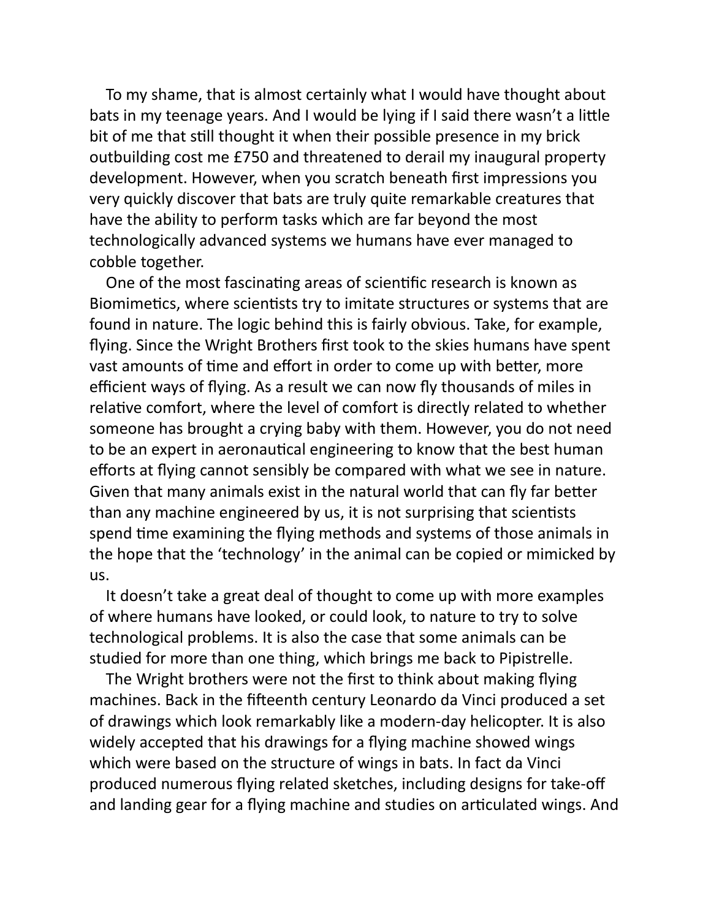To my shame, that is almost certainly what I would have thought about bats in my teenage years. And I would be lying if I said there wasn't a little bit of me that still thought it when their possible presence in my brick outbuilding cost me £750 and threatened to derail my inaugural property development. However, when you scratch beneath first impressions you very quickly discover that bats are truly quite remarkable creatures that have the ability to perform tasks which are far beyond the most technologically advanced systems we humans have ever managed to cobble together.

One of the most fascinating areas of scientific research is known as Biomimetics, where scientists try to imitate structures or systems that are found in nature. The logic behind this is fairly obvious. Take, for example, flying. Since the Wright Brothers first took to the skies humans have spent vast amounts of time and effort in order to come up with better, more efficient ways of flying. As a result we can now fly thousands of miles in relative comfort, where the level of comfort is directly related to whether someone has brought a crying baby with them. However, you do not need to be an expert in aeronautical engineering to know that the best human efforts at flying cannot sensibly be compared with what we see in nature. Given that many animals exist in the natural world that can fly far better than any machine engineered by us, it is not surprising that scientists spend time examining the flying methods and systems of those animals in the hope that the 'technology' in the animal can be copied or mimicked by us.

It doesn't take a great deal of thought to come up with more examples of where humans have looked, or could look, to nature to try to solve technological problems. It is also the case that some animals can be studied for more than one thing, which brings me back to Pipistrelle.

The Wright brothers were not the first to think about making flying machines. Back in the fifteenth century Leonardo da Vinci produced a set of drawings which look remarkably like a modern-day helicopter. It is also widely accepted that his drawings for a flying machine showed wings which were based on the structure of wings in bats. In fact da Vinci produced numerous flying related sketches, including designs for take-off and landing gear for a flying machine and studies on articulated wings. And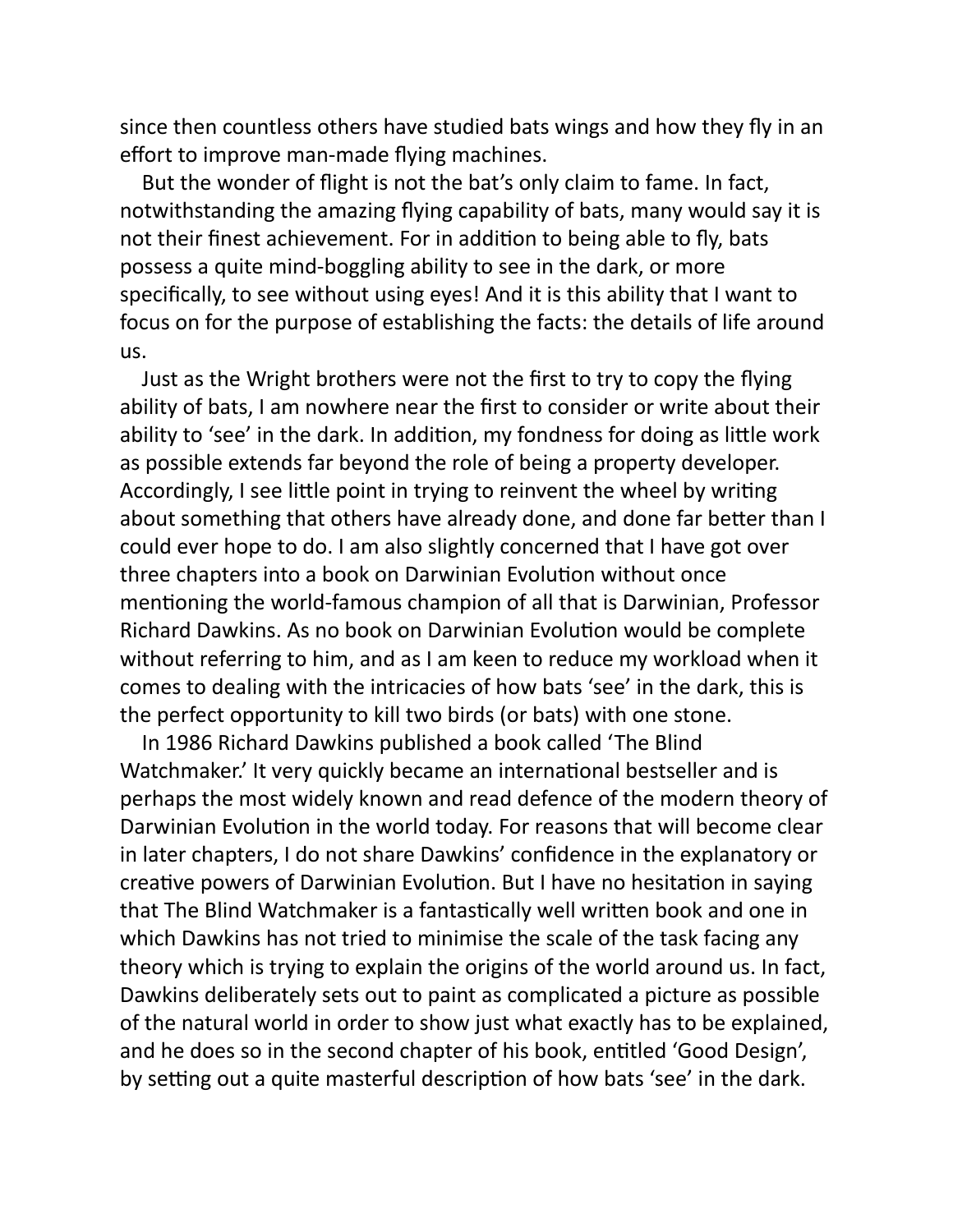since then countless others have studied bats wings and how they fly in an effort to improve man-made flying machines.

But the wonder of flight is not the bat's only claim to fame. In fact, notwithstanding the amazing flying capability of bats, many would say it is not their finest achievement. For in addition to being able to fly, bats possess a quite mind-boggling ability to see in the dark, or more specifically, to see without using eyes! And it is this ability that I want to focus on for the purpose of establishing the facts: the details of life around us.

Just as the Wright brothers were not the first to try to copy the flying ability of bats, I am nowhere near the first to consider or write about their ability to 'see' in the dark. In addition, my fondness for doing as little work as possible extends far beyond the role of being a property developer. Accordingly, I see little point in trying to reinvent the wheel by writing about something that others have already done, and done far better than I could ever hope to do. I am also slightly concerned that I have got over three chapters into a book on Darwinian Evolution without once mentioning the world-famous champion of all that is Darwinian, Professor Richard Dawkins. As no book on Darwinian Evolution would be complete without referring to him, and as I am keen to reduce my workload when it comes to dealing with the intricacies of how bats 'see' in the dark, this is the perfect opportunity to kill two birds (or bats) with one stone.

In 1986 Richard Dawkins published a book called 'The Blind Watchmaker.' It very quickly became an international bestseller and is perhaps the most widely known and read defence of the modern theory of Darwinian Evolution in the world today. For reasons that will become clear in later chapters, I do not share Dawkins' confidence in the explanatory or creative powers of Darwinian Evolution. But I have no hesitation in saying that The Blind Watchmaker is a fantastically well written book and one in which Dawkins has not tried to minimise the scale of the task facing any theory which is trying to explain the origins of the world around us. In fact, Dawkins deliberately sets out to paint as complicated a picture as possible of the natural world in order to show just what exactly has to be explained, and he does so in the second chapter of his book, entitled 'Good Design', by setting out a quite masterful description of how bats 'see' in the dark.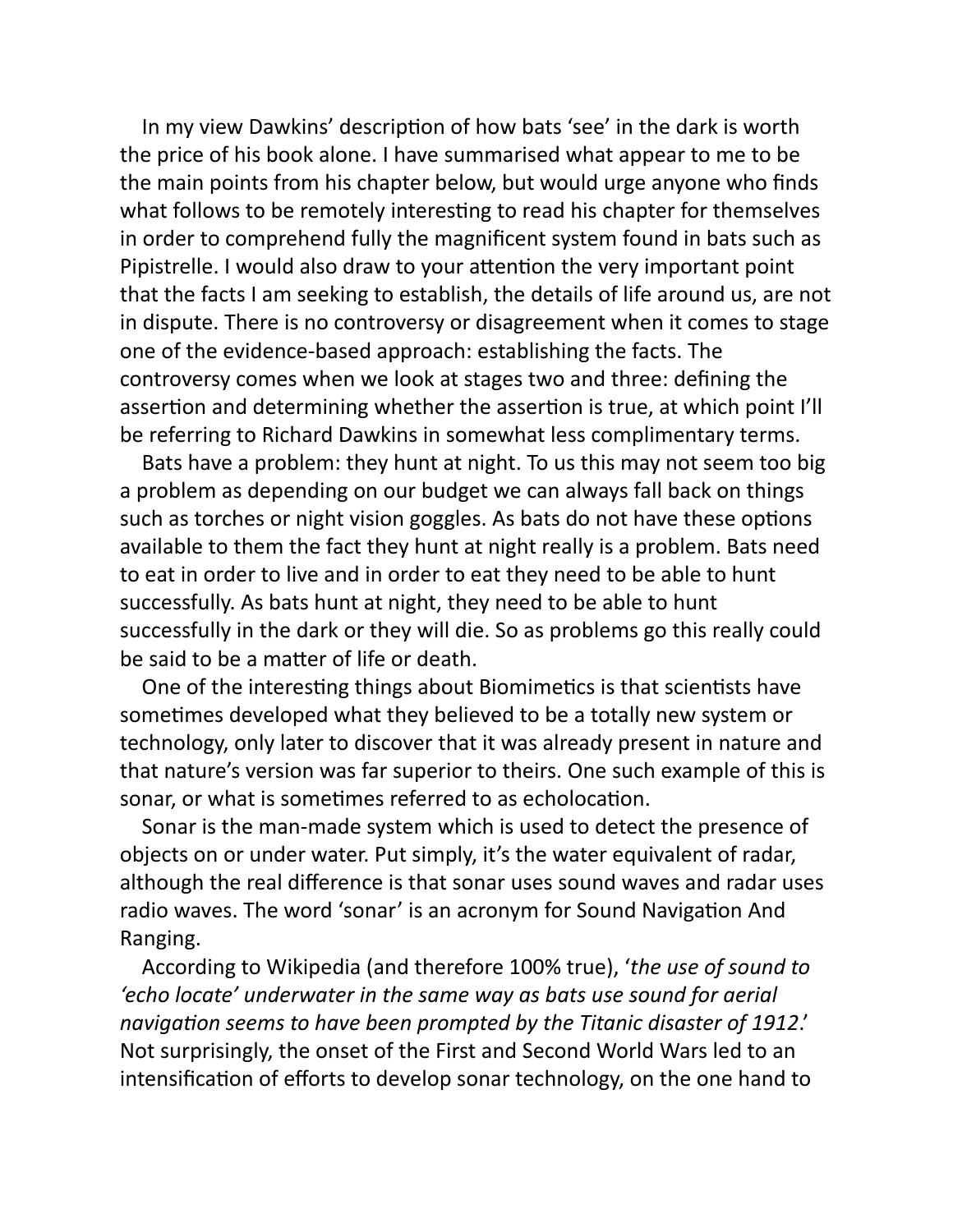In my view Dawkins' description of how bats 'see' in the dark is worth the price of his book alone. I have summarised what appear to me to be the main points from his chapter below, but would urge anyone who finds what follows to be remotely interesting to read his chapter for themselves in order to comprehend fully the magnificent system found in bats such as Pipistrelle. I would also draw to your attention the very important point that the facts I am seeking to establish, the details of life around us, are not in dispute. There is no controversy or disagreement when it comes to stage one of the evidence-based approach: establishing the facts. The controversy comes when we look at stages two and three: defining the assertion and determining whether the assertion is true, at which point I'll be referring to Richard Dawkins in somewhat less complimentary terms.

Bats have a problem: they hunt at night. To us this may not seem too big a problem as depending on our budget we can always fall back on things such as torches or night vision goggles. As bats do not have these options available to them the fact they hunt at night really is a problem. Bats need to eat in order to live and in order to eat they need to be able to hunt successfully. As bats hunt at night, they need to be able to hunt successfully in the dark or they will die. So as problems go this really could be said to be a matter of life or death.

One of the interesting things about Biomimetics is that scientists have sometimes developed what they believed to be a totally new system or technology, only later to discover that it was already present in nature and that nature's version was far superior to theirs. One such example of this is sonar, or what is sometimes referred to as echolocation.

Sonar is the man-made system which is used to detect the presence of objects on or under water. Put simply, it's the water equivalent of radar, although the real difference is that sonar uses sound waves and radar uses radio waves. The word 'sonar' is an acronym for Sound Navigation And Ranging.

According to Wikipedia (and therefore 100% true), '*the use of sound to 'echo locate' underwater in the same way as bats use sound for aerial navigation seems to have been prompted by the Titanic disaster of 1912.*' Not surprisingly, the onset of the First and Second World Wars led to an intensification of efforts to develop sonar technology, on the one hand to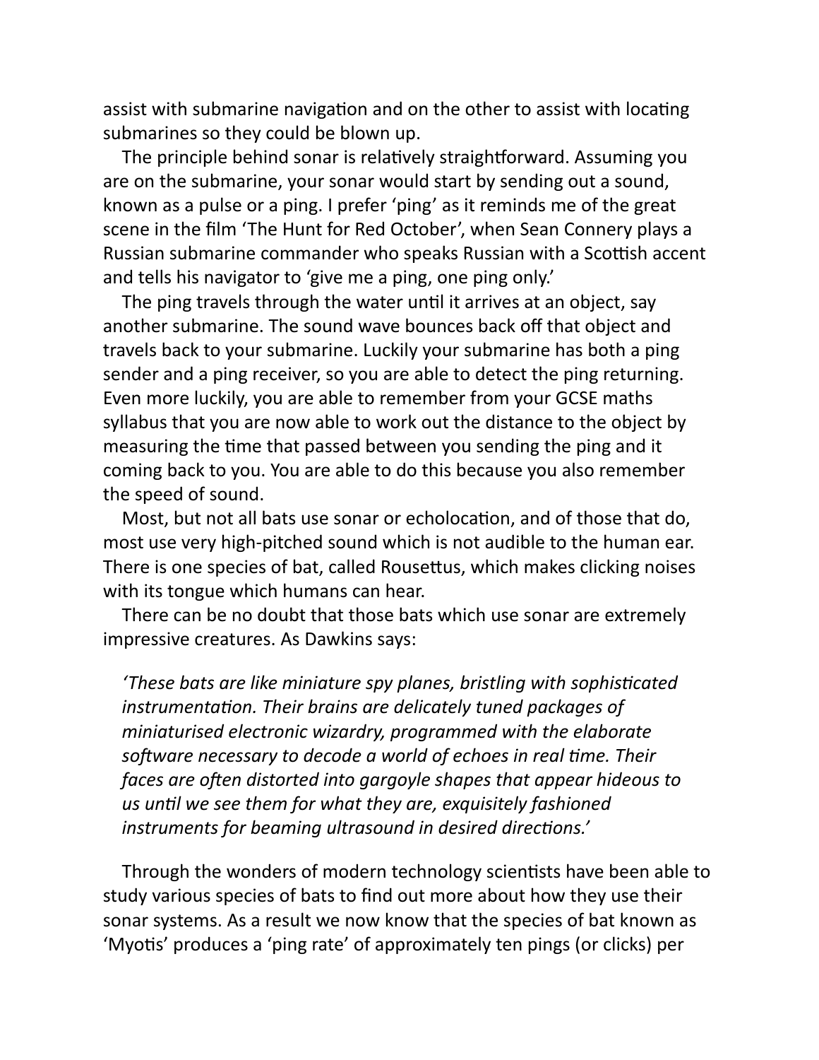assist with submarine navigation and on the other to assist with locating submarines so they could be blown up.

The principle behind sonar is relatively straightforward. Assuming you are on the submarine, your sonar would start by sending out a sound, known as a pulse or a ping. I prefer 'ping' as it reminds me of the great scene in the film 'The Hunt for Red October', when Sean Connery plays a Russian submarine commander who speaks Russian with a Scottish accent and tells his navigator to 'give me a ping, one ping only.'

The ping travels through the water until it arrives at an object, say another submarine. The sound wave bounces back off that object and travels back to your submarine. Luckily your submarine has both a ping sender and a ping receiver, so you are able to detect the ping returning. Even more luckily, you are able to remember from your GCSE maths syllabus that you are now able to work out the distance to the object by measuring the time that passed between you sending the ping and it coming back to you. You are able to do this because you also remember the speed of sound.

Most, but not all bats use sonar or echolocation, and of those that do, most use very high-pitched sound which is not audible to the human ear. There is one species of bat, called Rousettus, which makes clicking noises with its tongue which humans can hear.

There can be no doubt that those bats which use sonar are extremely impressive creatures. As Dawkins says:

> *'These bats are like miniature spy planes, bristling with sophisticated instrumentation. Their brains are delicately tuned packages of miniaturised electronic wizardry, programmed with the elaborate software necessary to decode a world of echoes in real time. Their faces are often distorted into gargoyle shapes that appear hideous to us until we see them for what they are, exquisitely fashioned instruments for beaming ultrasound in desired directions.'*

Through the wonders of modern technology scientists have been able to study various species of bats to find out more about how they use their sonar systems. As a result we now know that the species of bat known as 'Myotis' produces a 'ping rate' of approximately ten pings (or clicks) per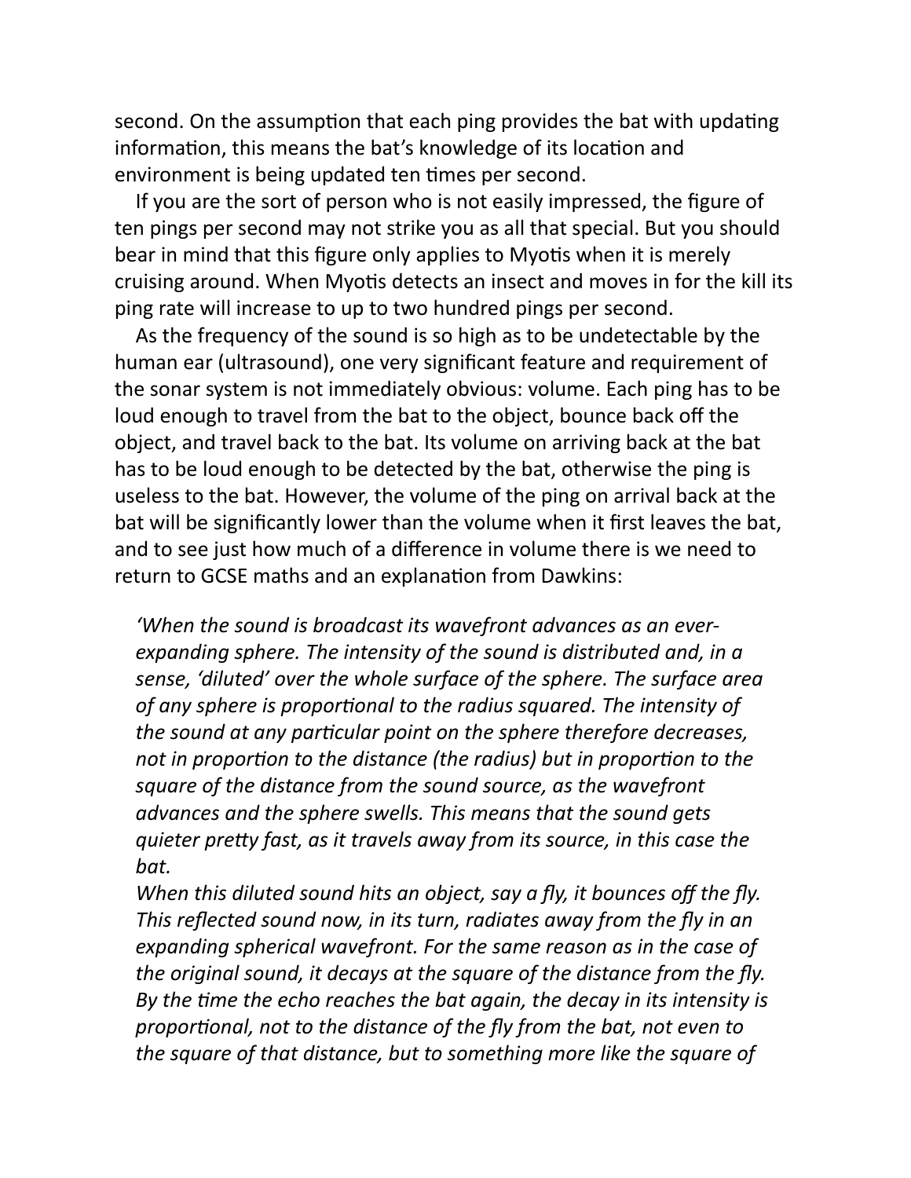second. On the assumption that each ping provides the bat with updating information, this means the bat's knowledge of its location and environment is being updated ten times per second.

If you are the sort of person who is not easily impressed, the figure of ten pings per second may not strike you as all that special. But you should bear in mind that this figure only applies to Myotis when it is merely cruising around. When Myotis detects an insect and moves in for the kill its ping rate will increase to up to two hundred pings per second.

As the frequency of the sound is so high as to be undetectable by the human ear (ultrasound), one very significant feature and requirement of the sonar system is not immediately obvious: volume. Each ping has to be loud enough to travel from the bat to the object, bounce back off the object, and travel back to the bat. Its volume on arriving back at the bat has to be loud enough to be detected by the bat, otherwise the ping is useless to the bat. However, the volume of the ping on arrival back at the bat will be significantly lower than the volume when it first leaves the bat, and to see just how much of a difference in volume there is we need to return to GCSE maths and an explanation from Dawkins:

> *'When the sound is broadcast its wavefront advances as an ever-expanding sphere. The intensity of the sound is distributed and, in a sense, 'diluted' over the whole surface of the sphere. The surface area of any sphere is proportional to the radius squared. The intensity of the sound at any particular point on the sphere therefore decreases, not in proportion to the distance (the radius) but in proportion to the square of the distance from the sound source, as the wavefront advances and the sphere swells. This means that the sound gets quieter pretty fast, as it travels away from its source, in this case the bat.*
>
> *When this diluted sound hits an object, say a fly, it bounces off the fly. This reflected sound now, in its turn, radiates away from the fly in an expanding spherical wavefront. For the same reason as in the case of the original sound, it decays at the square of the distance from the fly. By the time the echo reaches the bat again, the decay in its intensity is proportional, not to the distance of the fly from the bat, not even to the square of that distance, but to something more like the square of*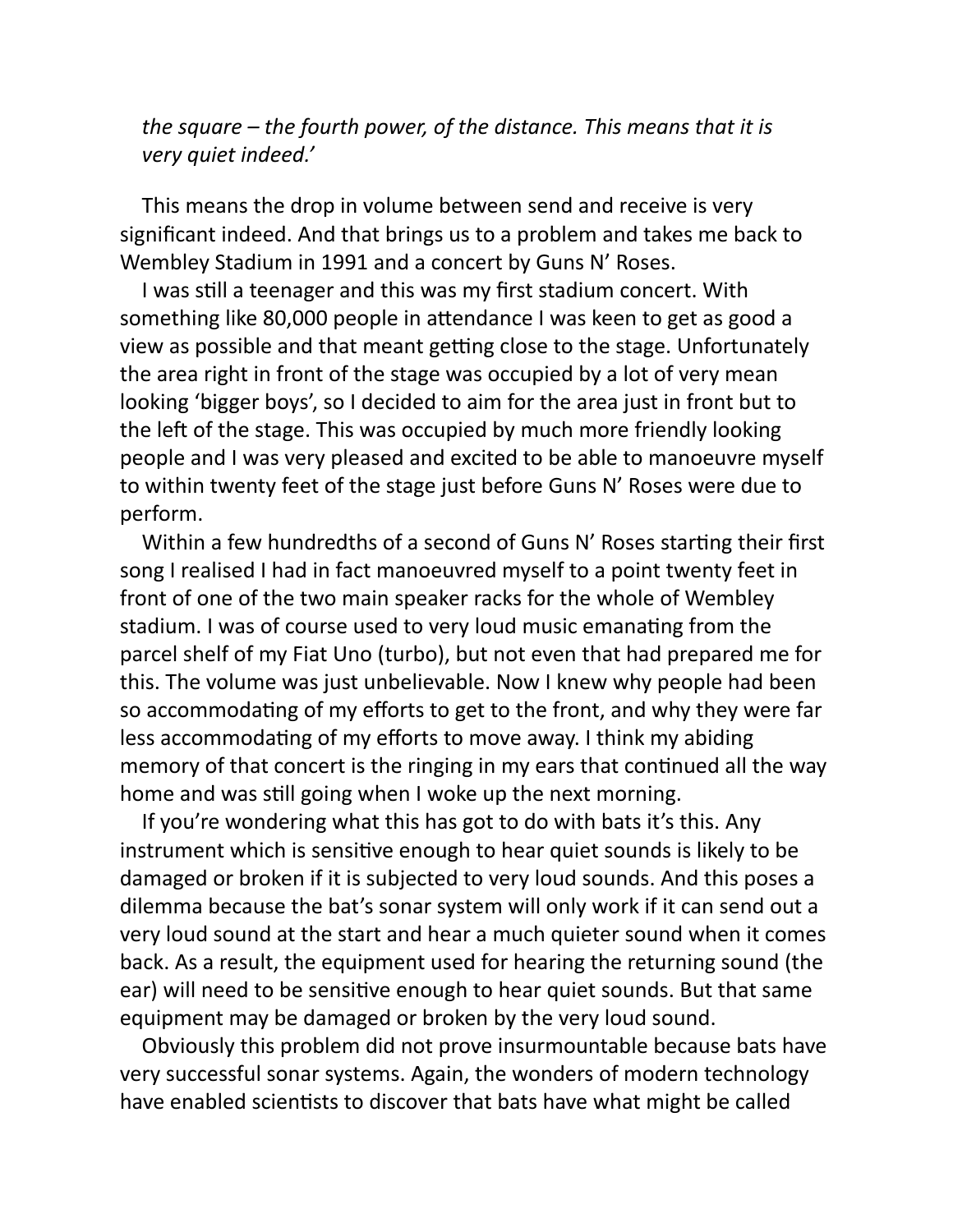*the square – the fourth power, of the distance. This means that it is very quiet indeed.'*

This means the drop in volume between send and receive is very significant indeed. And that brings us to a problem and takes me back to Wembley Stadium in 1991 and a concert by Guns N' Roses.

I was still a teenager and this was my first stadium concert. With something like 80,000 people in attendance I was keen to get as good a view as possible and that meant getting close to the stage. Unfortunately the area right in front of the stage was occupied by a lot of very mean looking 'bigger boys', so I decided to aim for the area just in front but to the left of the stage. This was occupied by much more friendly looking people and I was very pleased and excited to be able to manoeuvre myself to within twenty feet of the stage just before Guns N' Roses were due to perform.

Within a few hundredths of a second of Guns N' Roses starting their first song I realised I had in fact manoeuvred myself to a point twenty feet in front of one of the two main speaker racks for the whole of Wembley stadium. I was of course used to very loud music emanating from the parcel shelf of my Fiat Uno (turbo), but not even that had prepared me for this. The volume was just unbelievable. Now I knew why people had been so accommodating of my efforts to get to the front, and why they were far less accommodating of my efforts to move away. I think my abiding memory of that concert is the ringing in my ears that continued all the way home and was still going when I woke up the next morning.

If you're wondering what this has got to do with bats it's this. Any instrument which is sensitive enough to hear quiet sounds is likely to be damaged or broken if it is subjected to very loud sounds. And this poses a dilemma because the bat's sonar system will only work if it can send out a very loud sound at the start and hear a much quieter sound when it comes back. As a result, the equipment used for hearing the returning sound (the ear) will need to be sensitive enough to hear quiet sounds. But that same equipment may be damaged or broken by the very loud sound.

Obviously this problem did not prove insurmountable because bats have very successful sonar systems. Again, the wonders of modern technology have enabled scientists to discover that bats have what might be called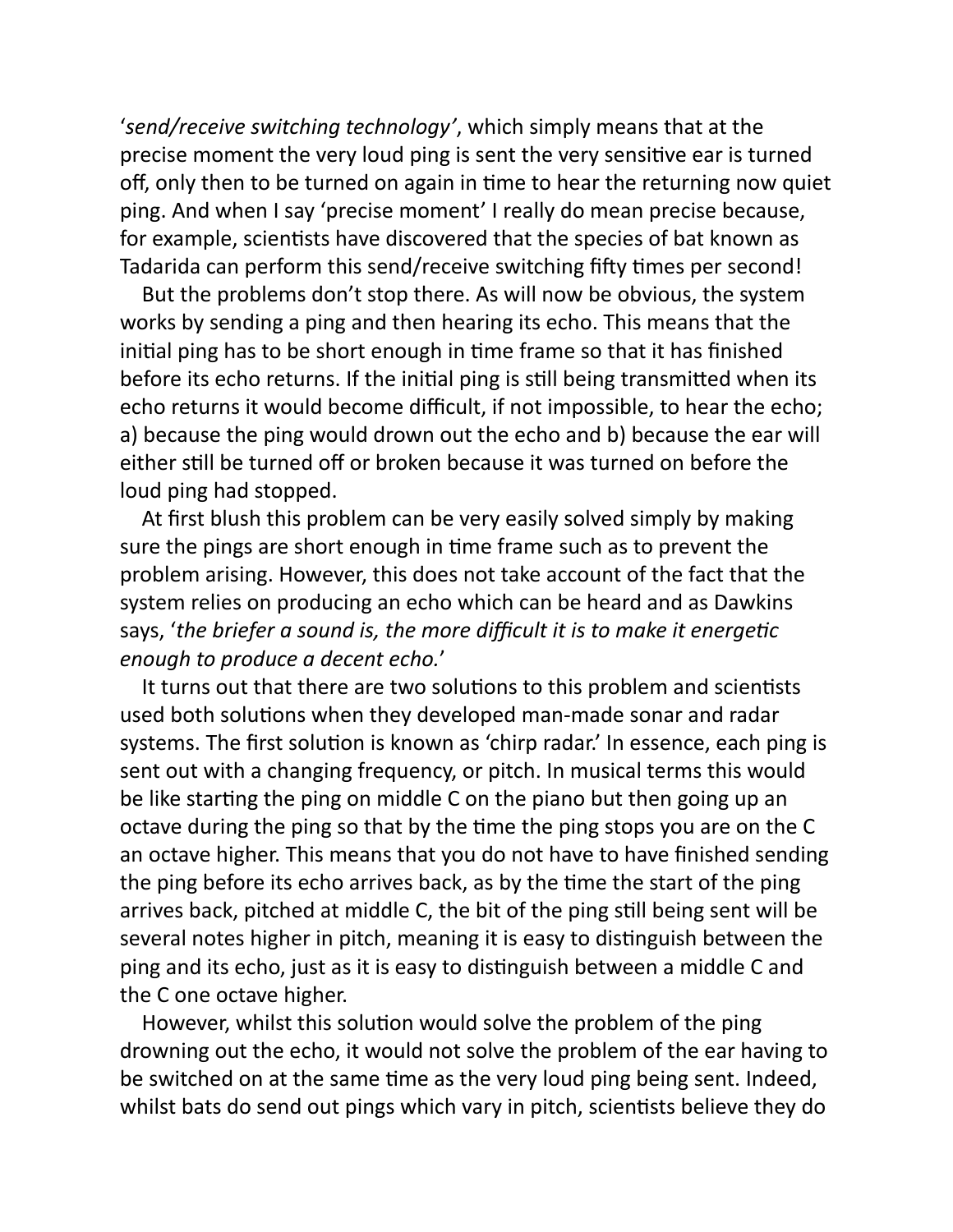'*send/receive switching technology'*, which simply means that at the precise moment the very loud ping is sent the very sensitive ear is turned off, only then to be turned on again in time to hear the returning now quiet ping. And when I say 'precise moment' I really do mean precise because, for example, scientists have discovered that the species of bat known as Tadarida can perform this send/receive switching fifty times per second!

But the problems don't stop there. As will now be obvious, the system works by sending a ping and then hearing its echo. This means that the initial ping has to be short enough in time frame so that it has finished before its echo returns. If the initial ping is still being transmitted when its echo returns it would become difficult, if not impossible, to hear the echo; a) because the ping would drown out the echo and b) because the ear will either still be turned off or broken because it was turned on before the loud ping had stopped.

At first blush this problem can be very easily solved simply by making sure the pings are short enough in time frame such as to prevent the problem arising. However, this does not take account of the fact that the system relies on producing an echo which can be heard and as Dawkins says, '*the briefer a sound is, the more difficult it is to make it energetic enough to produce a decent echo.*'

It turns out that there are two solutions to this problem and scientists used both solutions when they developed man-made sonar and radar systems. The first solution is known as 'chirp radar.' In essence, each ping is sent out with a changing frequency, or pitch. In musical terms this would be like starting the ping on middle C on the piano but then going up an octave during the ping so that by the time the ping stops you are on the C an octave higher. This means that you do not have to have finished sending the ping before its echo arrives back, as by the time the start of the ping arrives back, pitched at middle C, the bit of the ping still being sent will be several notes higher in pitch, meaning it is easy to distinguish between the ping and its echo, just as it is easy to distinguish between a middle C and the C one octave higher.

However, whilst this solution would solve the problem of the ping drowning out the echo, it would not solve the problem of the ear having to be switched on at the same time as the very loud ping being sent. Indeed, whilst bats do send out pings which vary in pitch, scientists believe they do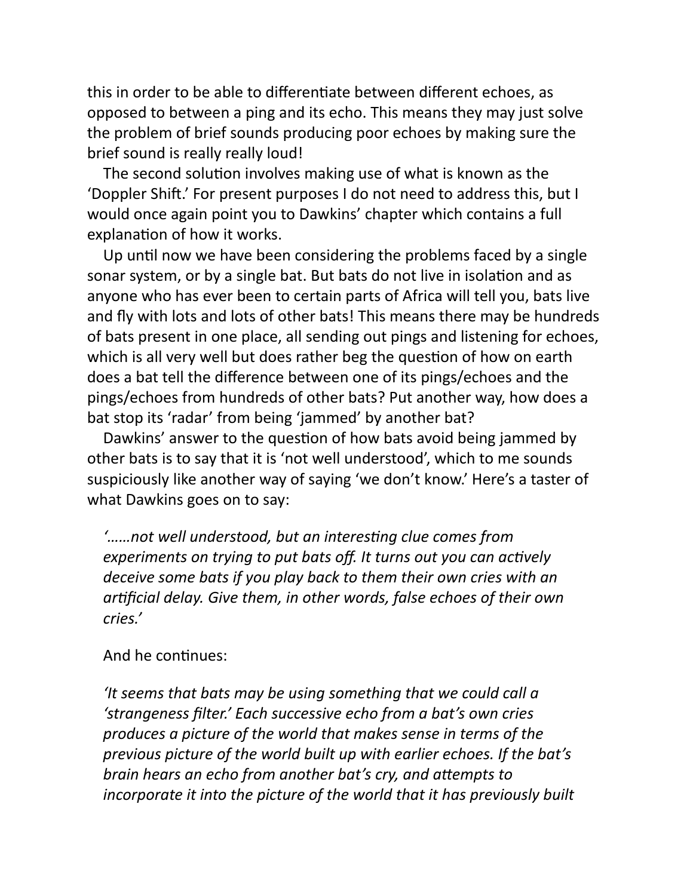this in order to be able to differentiate between different echoes, as opposed to between a ping and its echo. This means they may just solve the problem of brief sounds producing poor echoes by making sure the brief sound is really really loud!

The second solution involves making use of what is known as the 'Doppler Shift.' For present purposes I do not need to address this, but I would once again point you to Dawkins' chapter which contains a full explanation of how it works.

Up until now we have been considering the problems faced by a single sonar system, or by a single bat. But bats do not live in isolation and as anyone who has ever been to certain parts of Africa will tell you, bats live and fly with lots and lots of other bats! This means there may be hundreds of bats present in one place, all sending out pings and listening for echoes, which is all very well but does rather beg the question of how on earth does a bat tell the difference between one of its pings/echoes and the pings/echoes from hundreds of other bats? Put another way, how does a bat stop its 'radar' from being 'jammed' by another bat?

Dawkins' answer to the question of how bats avoid being jammed by other bats is to say that it is 'not well understood', which to me sounds suspiciously like another way of saying 'we don't know.' Here's a taster of what Dawkins goes on to say:

> *'……not well understood, but an interesting clue comes from experiments on trying to put bats off. It turns out you can actively deceive some bats if you play back to them their own cries with an artificial delay. Give them, in other words, false echoes of their own cries.'*

And he continues:

> *'It seems that bats may be using something that we could call a 'strangeness filter.' Each successive echo from a bat's own cries produces a picture of the world that makes sense in terms of the previous picture of the world built up with earlier echoes. If the bat's brain hears an echo from another bat's cry, and attempts to incorporate it into the picture of the world that it has previously built*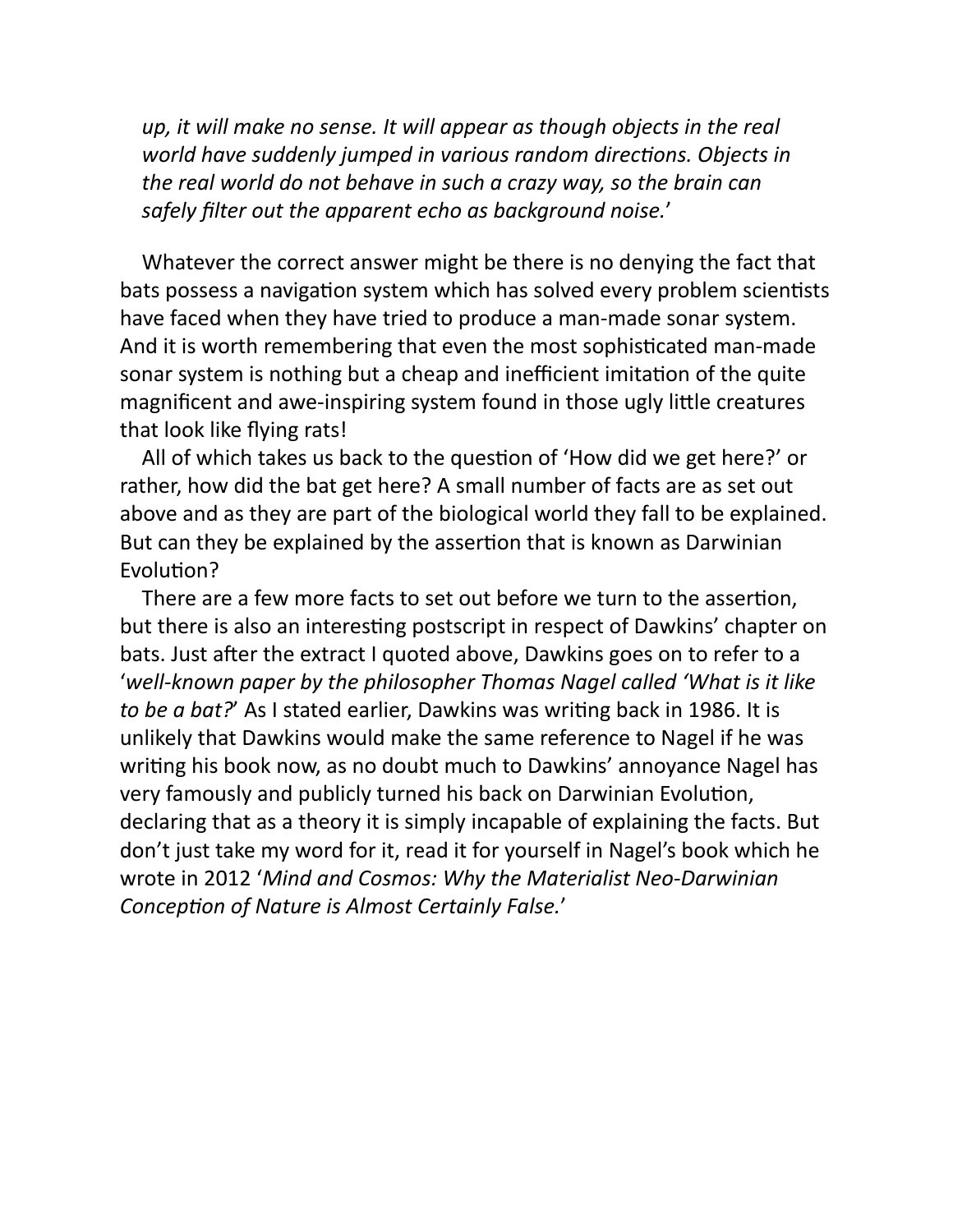*up, it will make no sense. It will appear as though objects in the real world have suddenly jumped in various random directions. Objects in the real world do not behave in such a crazy way, so the brain can safely filter out the apparent echo as background noise.*'

Whatever the correct answer might be there is no denying the fact that bats possess a navigation system which has solved every problem scientists have faced when they have tried to produce a man-made sonar system. And it is worth remembering that even the most sophisticated man-made sonar system is nothing but a cheap and inefficient imitation of the quite magnificent and awe-inspiring system found in those ugly little creatures that look like flying rats!

All of which takes us back to the question of 'How did we get here?' or rather, how did the bat get here? A small number of facts are as set out above and as they are part of the biological world they fall to be explained. But can they be explained by the assertion that is known as Darwinian Evolution?

There are a few more facts to set out before we turn to the assertion, but there is also an interesting postscript in respect of Dawkins' chapter on bats. Just after the extract I quoted above, Dawkins goes on to refer to a '*well-known paper by the philosopher Thomas Nagel called 'What is it like to be a bat?*' As I stated earlier, Dawkins was writing back in 1986. It is unlikely that Dawkins would make the same reference to Nagel if he was writing his book now, as no doubt much to Dawkins' annoyance Nagel has very famously and publicly turned his back on Darwinian Evolution, declaring that as a theory it is simply incapable of explaining the facts. But don't just take my word for it, read it for yourself in Nagel's book which he wrote in 2012 '*Mind and Cosmos: Why the Materialist Neo-Darwinian Conception of Nature is Almost Certainly False.*'